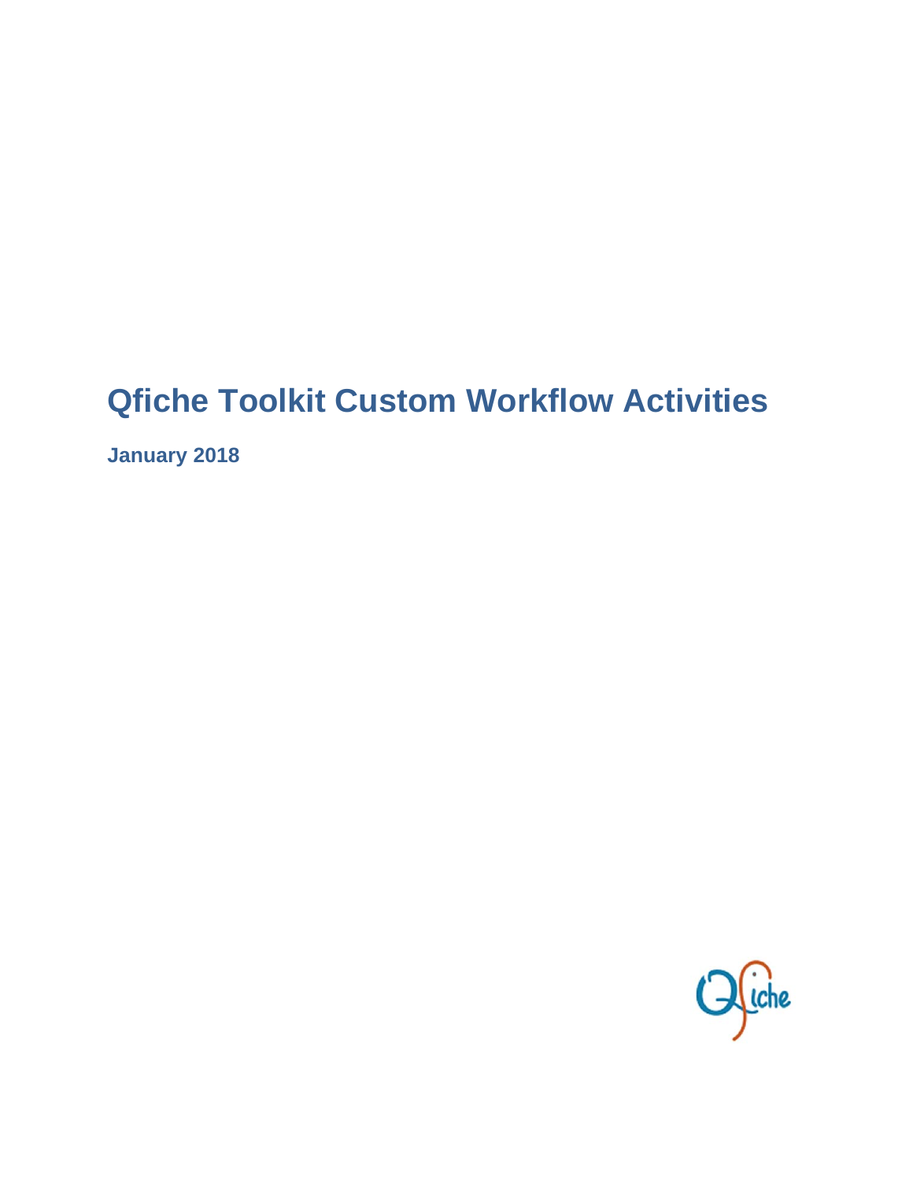# Qfiche Toolkit Custom Workflow Activities

**January 2018**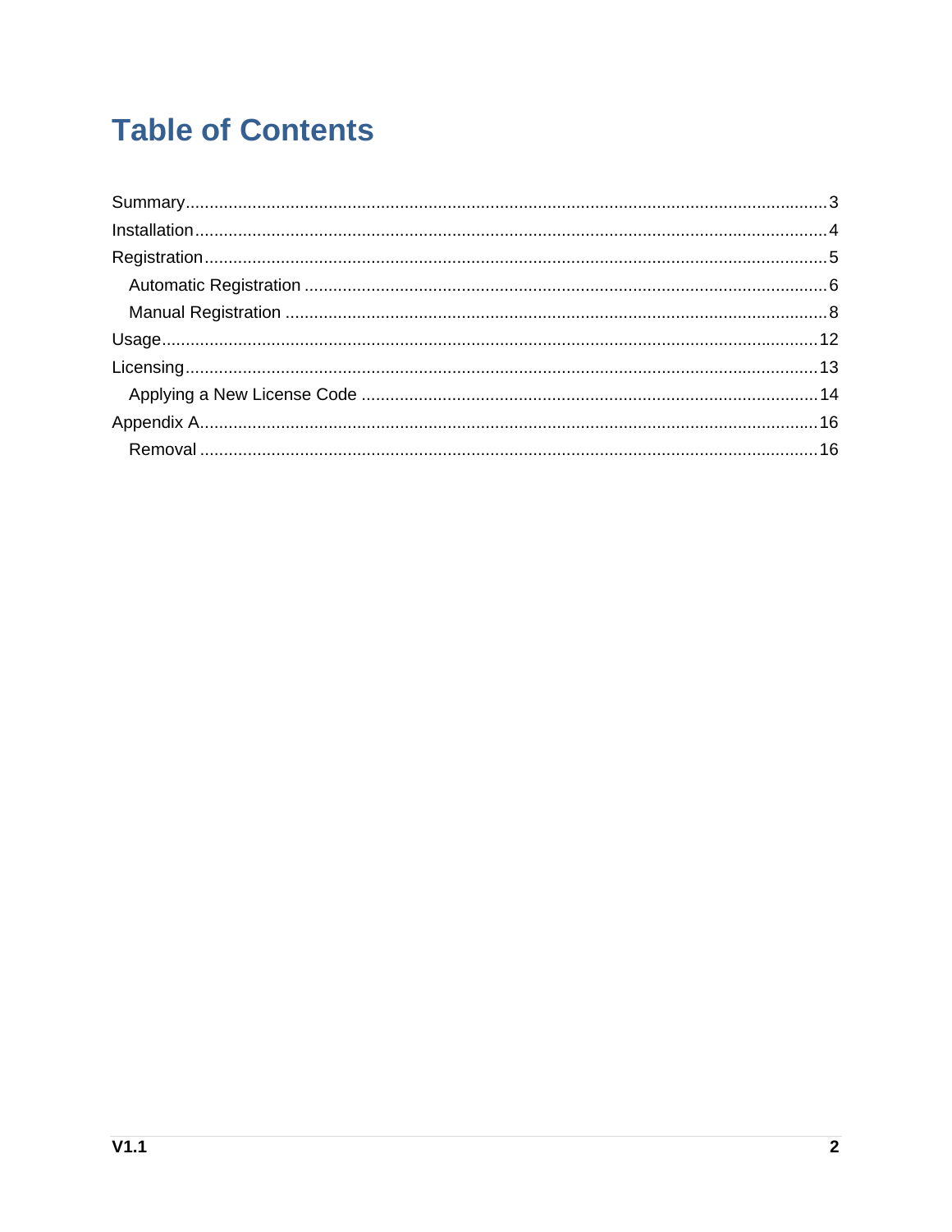# Table of Contents

- Summary ..... 3
- Installation ..... 4
- Registration ..... 5
  - Automatic Registration ..... 6
  - Manual Registration ..... 8
- Usage ..... 12
- Licensing ..... 13
  - Applying a New License Code ..... 14
- Appendix A ..... 16
  - Removal ..... 16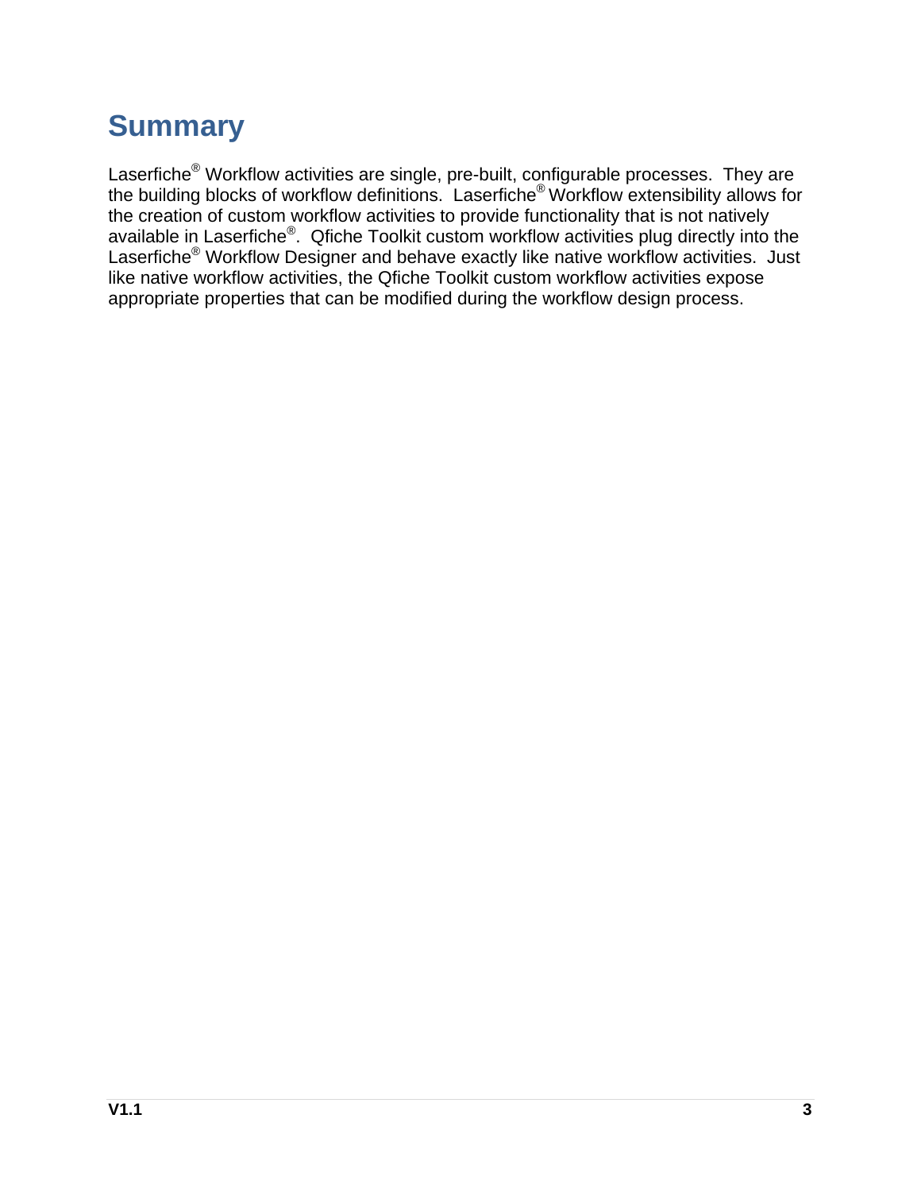# Summary

Laserfiche® Workflow activities are single, pre-built, configurable processes. They are the building blocks of workflow definitions. Laserfiche® Workflow extensibility allows for the creation of custom workflow activities to provide functionality that is not natively available in Laserfiche®. Qfiche Toolkit custom workflow activities plug directly into the Laserfiche® Workflow Designer and behave exactly like native workflow activities. Just like native workflow activities, the Qfiche Toolkit custom workflow activities expose appropriate properties that can be modified during the workflow design process.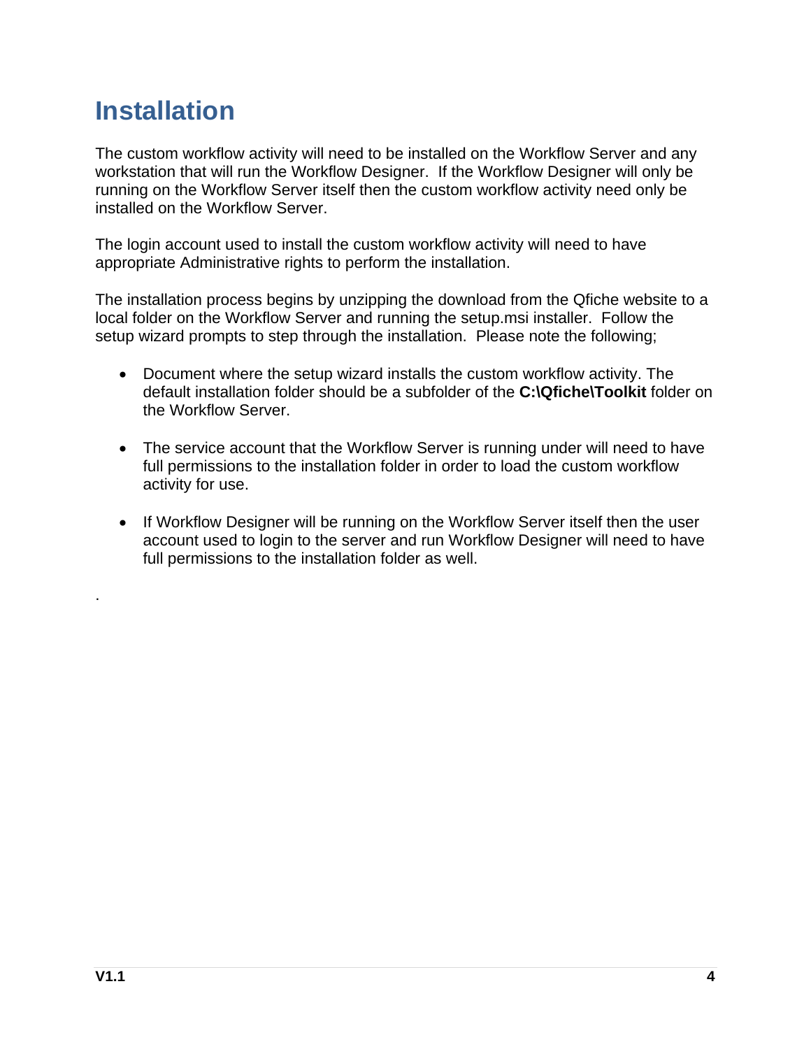# Installation

The custom workflow activity will need to be installed on the Workflow Server and any workstation that will run the Workflow Designer. If the Workflow Designer will only be running on the Workflow Server itself then the custom workflow activity need only be installed on the Workflow Server.

The login account used to install the custom workflow activity will need to have appropriate Administrative rights to perform the installation.

The installation process begins by unzipping the download from the Qfiche website to a local folder on the Workflow Server and running the setup.msi installer. Follow the setup wizard prompts to step through the installation. Please note the following;

- Document where the setup wizard installs the custom workflow activity. The default installation folder should be a subfolder of the **C:\Qfiche\Toolkit** folder on the Workflow Server.
- The service account that the Workflow Server is running under will need to have full permissions to the installation folder in order to load the custom workflow activity for use.
- If Workflow Designer will be running on the Workflow Server itself then the user account used to login to the server and run Workflow Designer will need to have full permissions to the installation folder as well.

.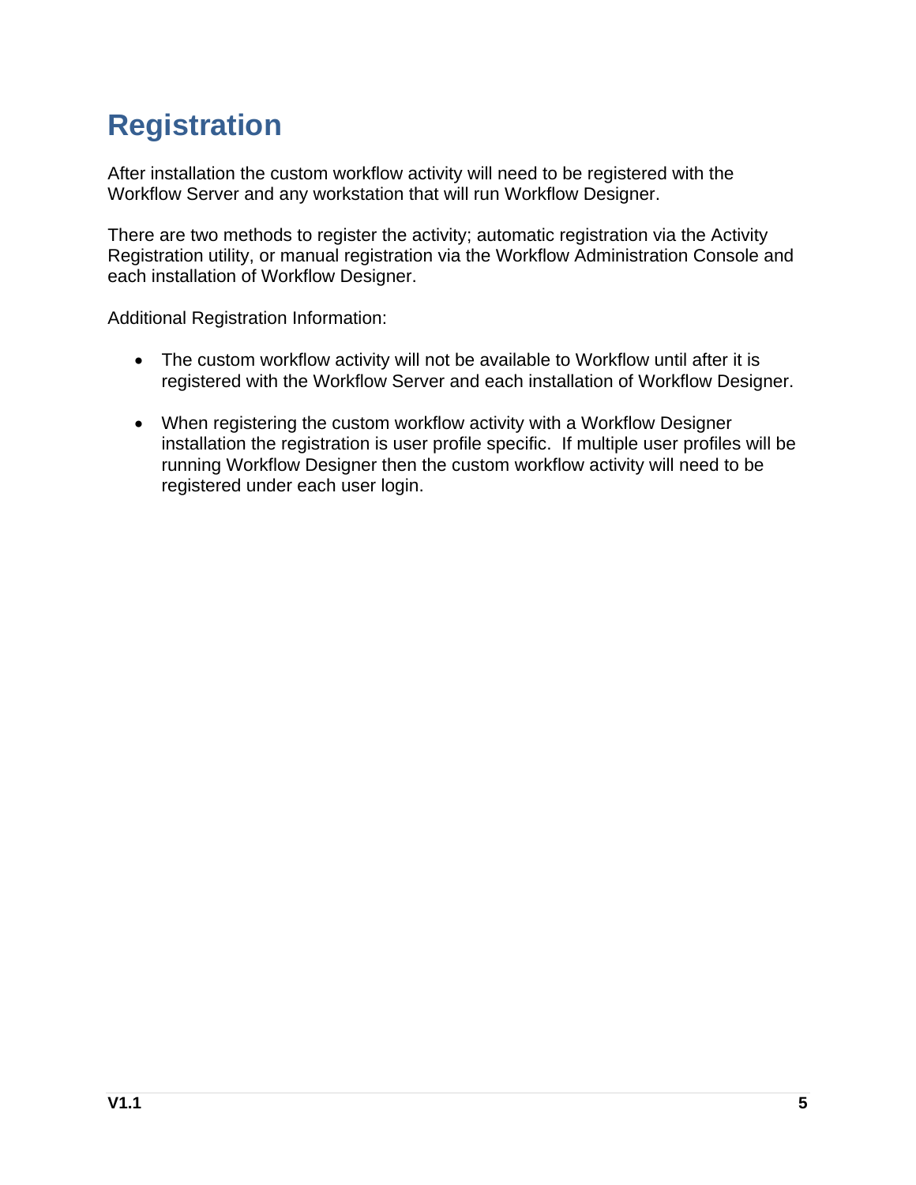# Registration

After installation the custom workflow activity will need to be registered with the Workflow Server and any workstation that will run Workflow Designer.

There are two methods to register the activity; automatic registration via the Activity Registration utility, or manual registration via the Workflow Administration Console and each installation of Workflow Designer.

Additional Registration Information:

- The custom workflow activity will not be available to Workflow until after it is registered with the Workflow Server and each installation of Workflow Designer.
- When registering the custom workflow activity with a Workflow Designer installation the registration is user profile specific. If multiple user profiles will be running Workflow Designer then the custom workflow activity will need to be registered under each user login.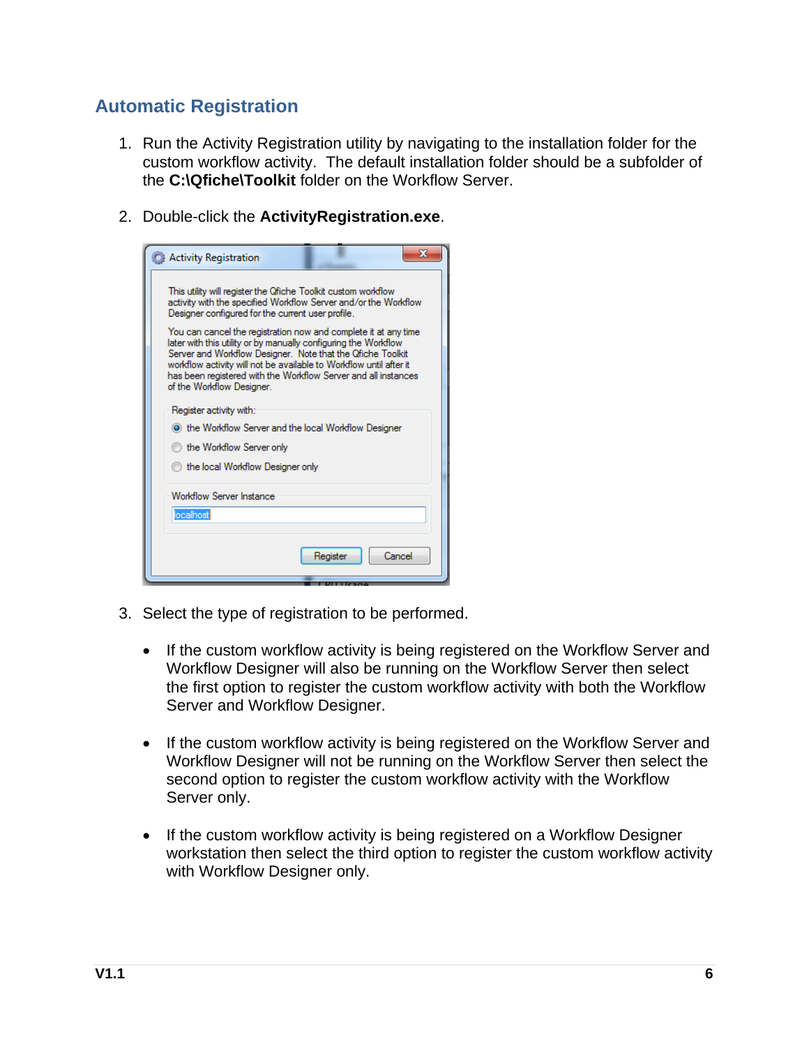## Automatic Registration

1. Run the Activity Registration utility by navigating to the installation folder for the custom workflow activity. The default installation folder should be a subfolder of the **C:\Qfiche\Toolkit** folder on the Workflow Server.

2. Double-click the **ActivityRegistration.exe**.

3. Select the type of registration to be performed.

   - If the custom workflow activity is being registered on the Workflow Server and Workflow Designer will also be running on the Workflow Server then select the first option to register the custom workflow activity with both the Workflow Server and Workflow Designer.

   - If the custom workflow activity is being registered on the Workflow Server and Workflow Designer will not be running on the Workflow Server then select the second option to register the custom workflow activity with the Workflow Server only.

   - If the custom workflow activity is being registered on a Workflow Designer workstation then select the third option to register the custom workflow activity with Workflow Designer only.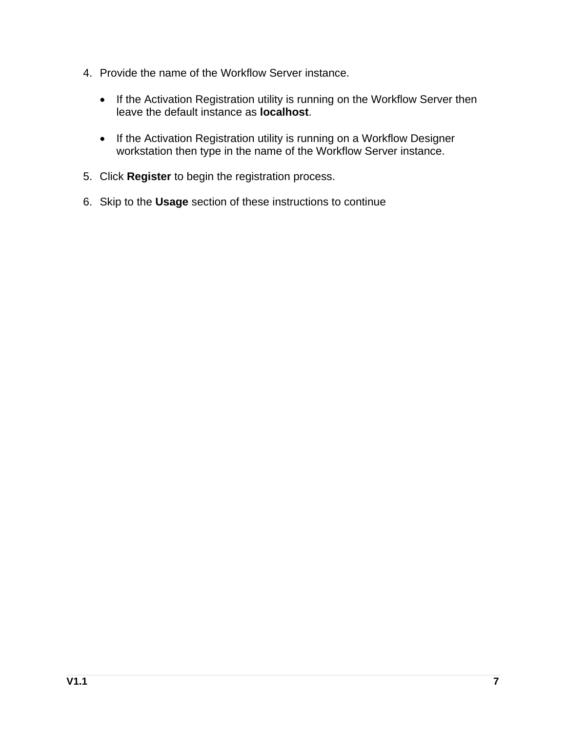4. Provide the name of the Workflow Server instance.

   - If the Activation Registration utility is running on the Workflow Server then leave the default instance as **localhost**.

   - If the Activation Registration utility is running on a Workflow Designer workstation then type in the name of the Workflow Server instance.

5. Click **Register** to begin the registration process.

6. Skip to the **Usage** section of these instructions to continue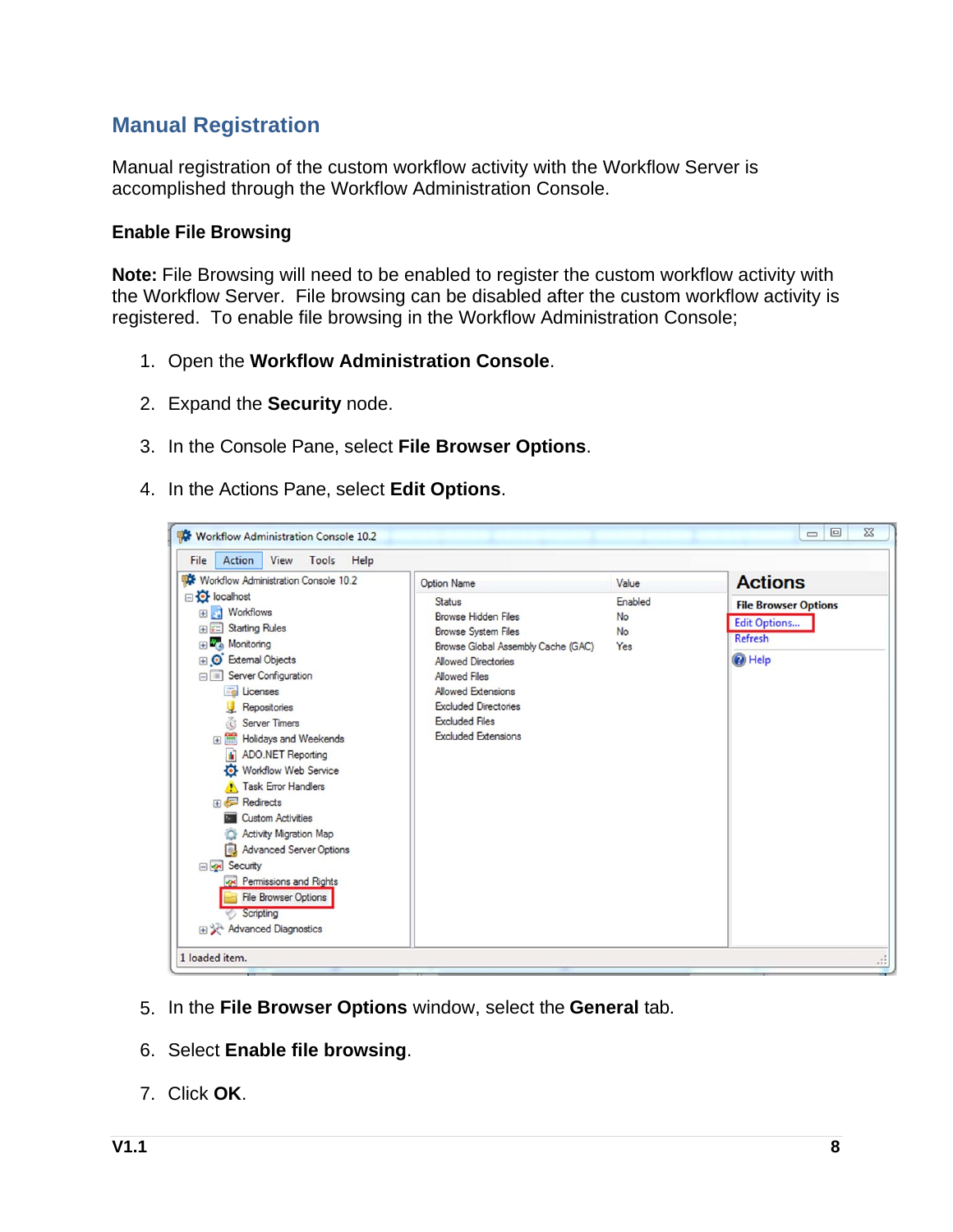## Manual Registration

Manual registration of the custom workflow activity with the Workflow Server is accomplished through the Workflow Administration Console.

### Enable File Browsing

**Note:** File Browsing will need to be enabled to register the custom workflow activity with the Workflow Server. File browsing can be disabled after the custom workflow activity is registered. To enable file browsing in the Workflow Administration Console;

1. Open the **Workflow Administration Console**.
2. Expand the **Security** node.
3. In the Console Pane, select **File Browser Options**.
4. In the Actions Pane, select **Edit Options**.
5. In the **File Browser Options** window, select the **General** tab.
6. Select **Enable file browsing**.
7. Click **OK**.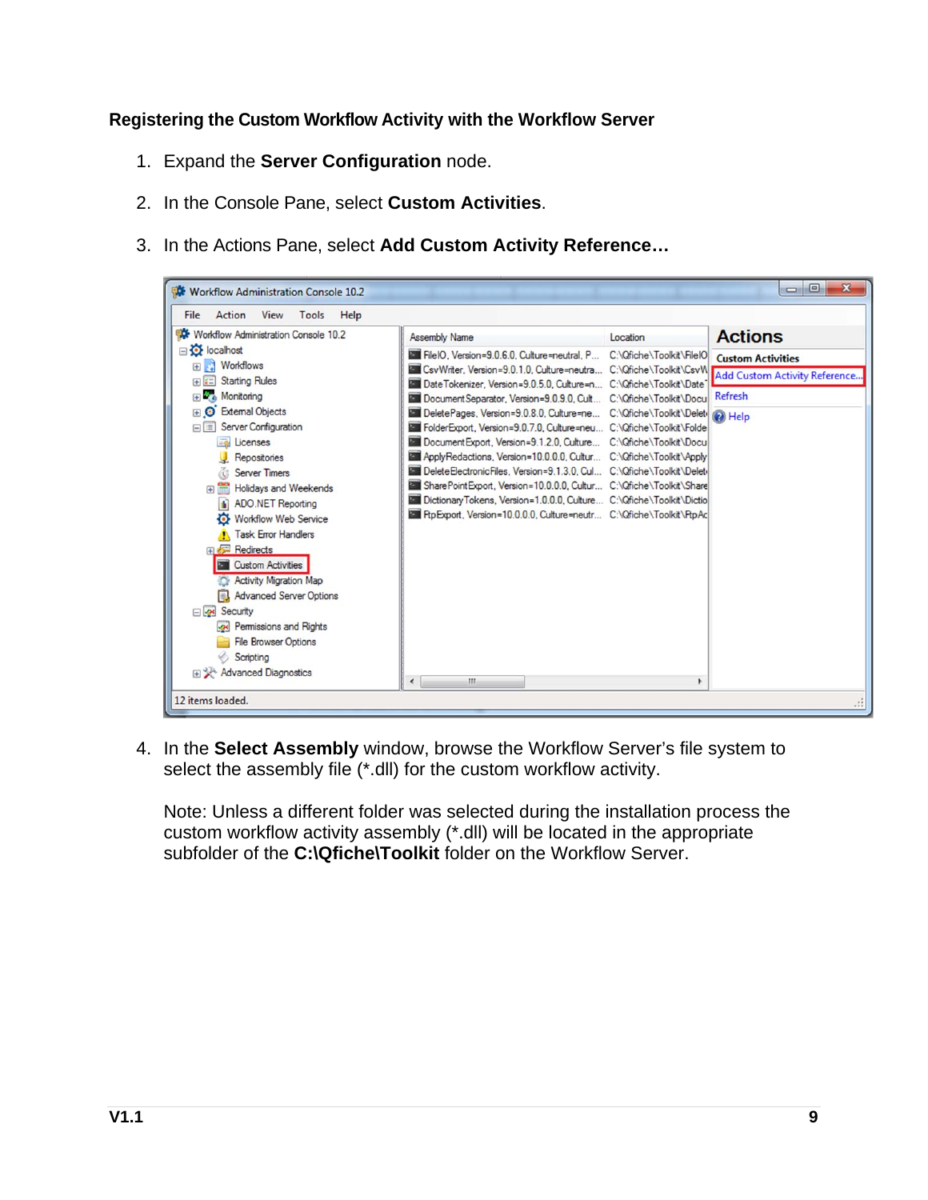### Registering the Custom Workflow Activity with the Workflow Server

1. Expand the **Server Configuration** node.
2. In the Console Pane, select **Custom Activities**.
3. In the Actions Pane, select **Add Custom Activity Reference…**

4. In the **Select Assembly** window, browse the Workflow Server's file system to select the assembly file (*.dll) for the custom workflow activity.

   Note: Unless a different folder was selected during the installation process the custom workflow activity assembly (*.dll) will be located in the appropriate subfolder of the **C:\Qfiche\Toolkit** folder on the Workflow Server.

V1.1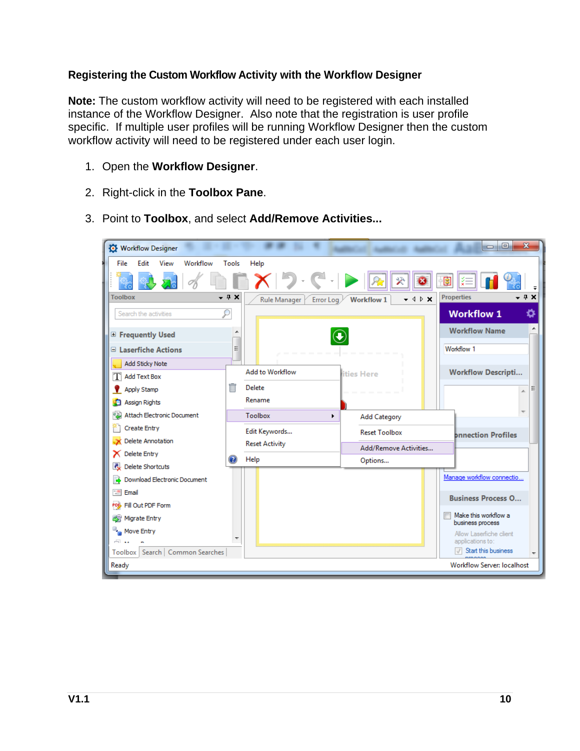### Registering the Custom Workflow Activity with the Workflow Designer

**Note:** The custom workflow activity will need to be registered with each installed instance of the Workflow Designer. Also note that the registration is user profile specific. If multiple user profiles will be running Workflow Designer then the custom workflow activity will need to be registered under each user login.

1. Open the **Workflow Designer**.
2. Right-click in the **Toolbox Pane**.
3. Point to **Toolbox**, and select **Add/Remove Activities...**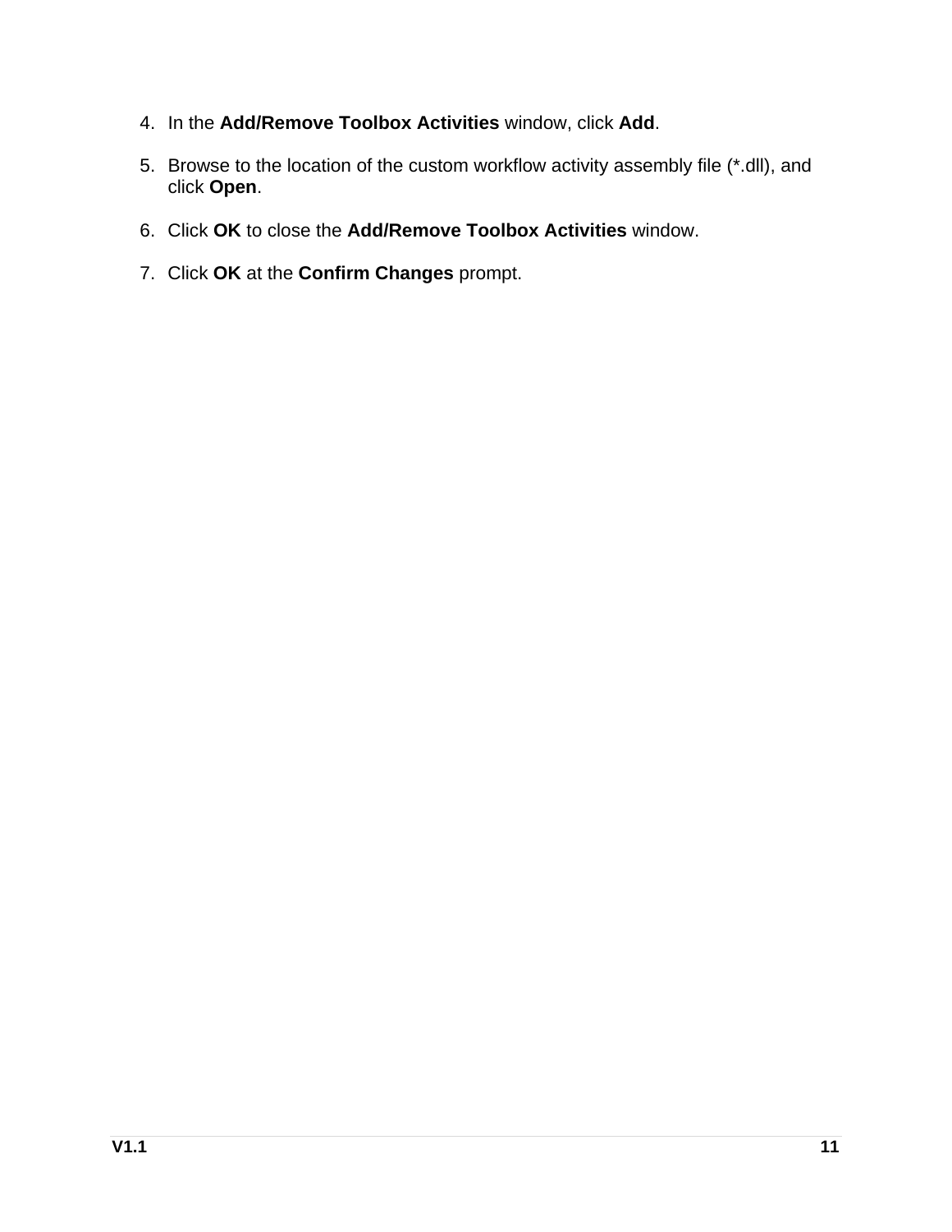4. In the **Add/Remove Toolbox Activities** window, click **Add**.
5. Browse to the location of the custom workflow activity assembly file (*.dll), and click **Open**.
6. Click **OK** to close the **Add/Remove Toolbox Activities** window.
7. Click **OK** at the **Confirm Changes** prompt.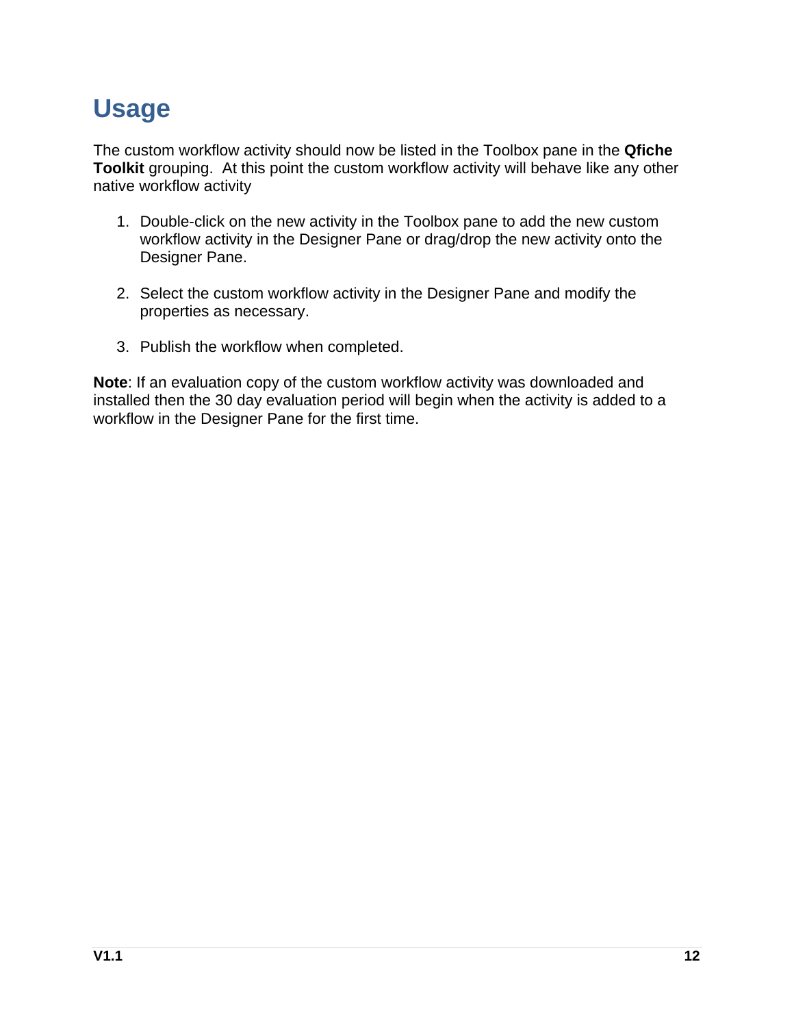# Usage

The custom workflow activity should now be listed in the Toolbox pane in the **Qfiche Toolkit** grouping. At this point the custom workflow activity will behave like any other native workflow activity

1. Double-click on the new activity in the Toolbox pane to add the new custom workflow activity in the Designer Pane or drag/drop the new activity onto the Designer Pane.

2. Select the custom workflow activity in the Designer Pane and modify the properties as necessary.

3. Publish the workflow when completed.

**Note**: If an evaluation copy of the custom workflow activity was downloaded and installed then the 30 day evaluation period will begin when the activity is added to a workflow in the Designer Pane for the first time.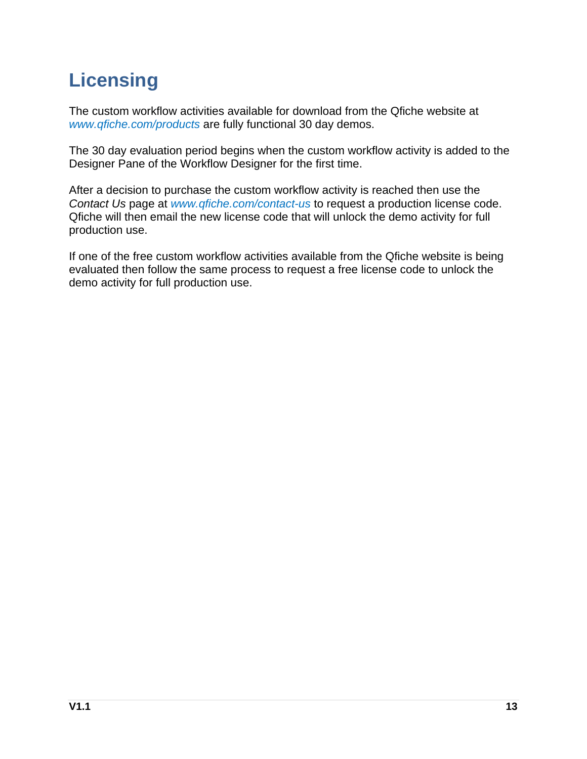# Licensing

The custom workflow activities available for download from the Qfiche website at *www.qfiche.com/products* are fully functional 30 day demos.

The 30 day evaluation period begins when the custom workflow activity is added to the Designer Pane of the Workflow Designer for the first time.

After a decision to purchase the custom workflow activity is reached then use the *Contact Us* page at *www.qfiche.com/contact-us* to request a production license code. Qfiche will then email the new license code that will unlock the demo activity for full production use.

If one of the free custom workflow activities available from the Qfiche website is being evaluated then follow the same process to request a free license code to unlock the demo activity for full production use.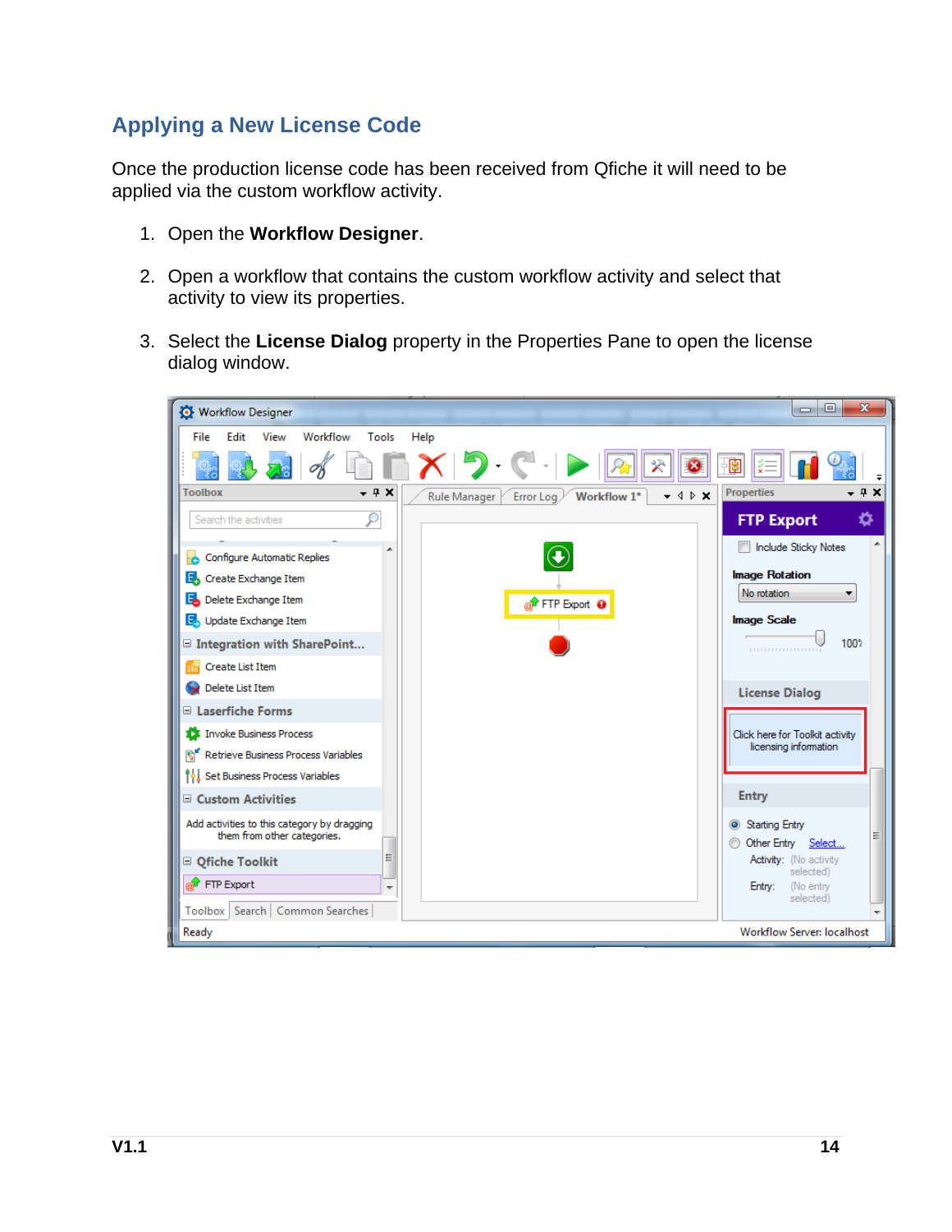## Applying a New License Code

Once the production license code has been received from Qfiche it will need to be applied via the custom workflow activity.

1. Open the **Workflow Designer**.

2. Open a workflow that contains the custom workflow activity and select that activity to view its properties.

3. Select the **License Dialog** property in the Properties Pane to open the license dialog window.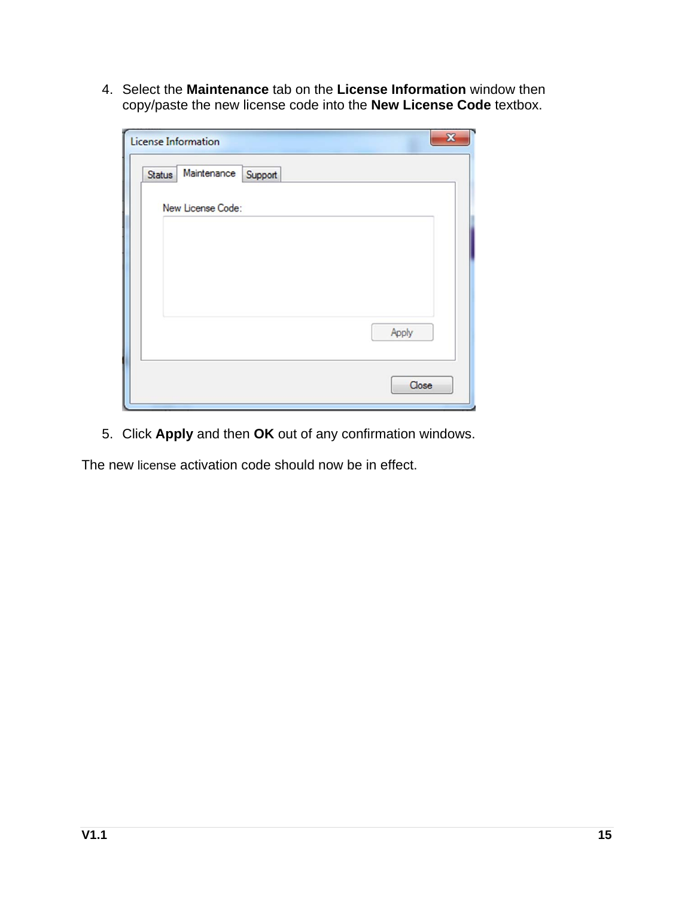4. Select the **Maintenance** tab on the **License Information** window then copy/paste the new license code into the **New License Code** textbox.

5. Click **Apply** and then **OK** out of any confirmation windows.

The new license activation code should now be in effect.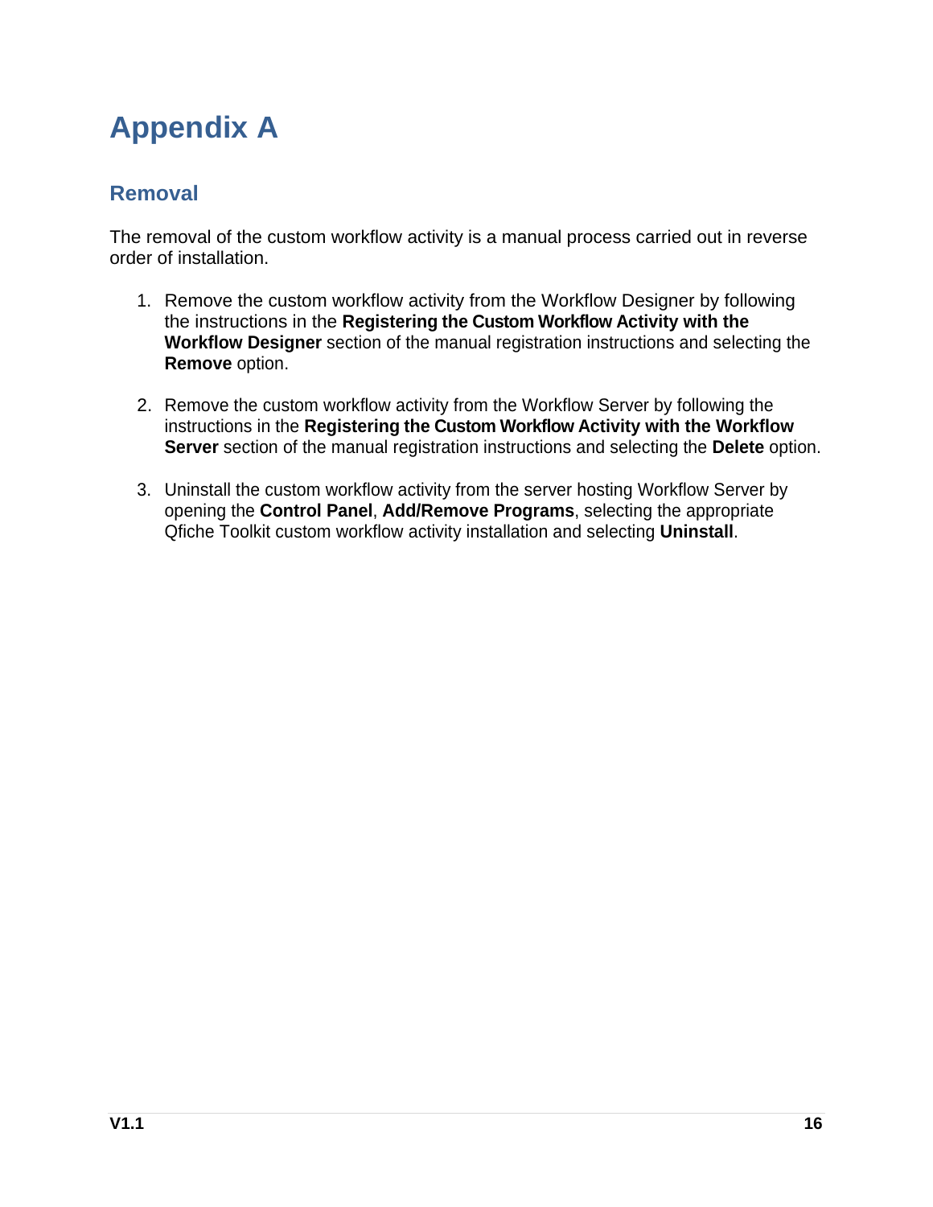# Appendix A

## Removal

The removal of the custom workflow activity is a manual process carried out in reverse order of installation.

1. Remove the custom workflow activity from the Workflow Designer by following the instructions in the **Registering the Custom Workflow Activity with the Workflow Designer** section of the manual registration instructions and selecting the **Remove** option.

2. Remove the custom workflow activity from the Workflow Server by following the instructions in the **Registering the Custom Workflow Activity with the Workflow Server** section of the manual registration instructions and selecting the **Delete** option.

3. Uninstall the custom workflow activity from the server hosting Workflow Server by opening the **Control Panel**, **Add/Remove Programs**, selecting the appropriate Qfiche Toolkit custom workflow activity installation and selecting **Uninstall**.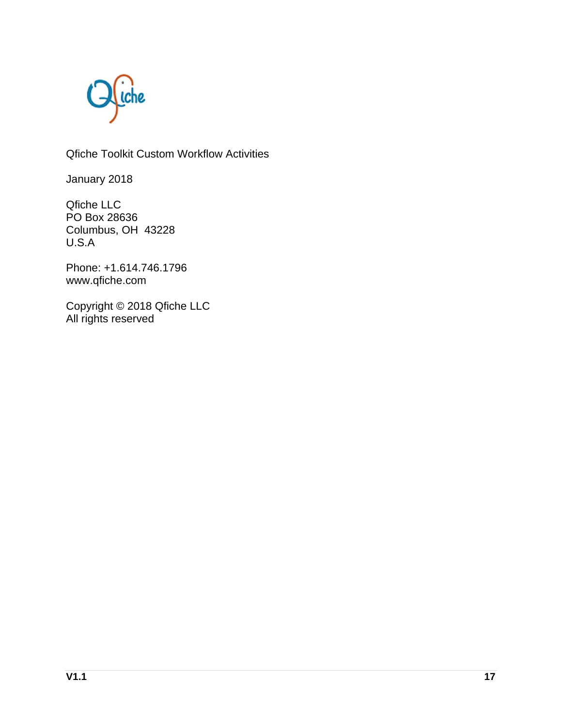Qfiche Toolkit Custom Workflow Activities

January 2018

Qfiche LLC
PO Box 28636
Columbus, OH  43228
U.S.A

Phone: +1.614.746.1796
www.qfiche.com

Copyright © 2018 Qfiche LLC
All rights reserved